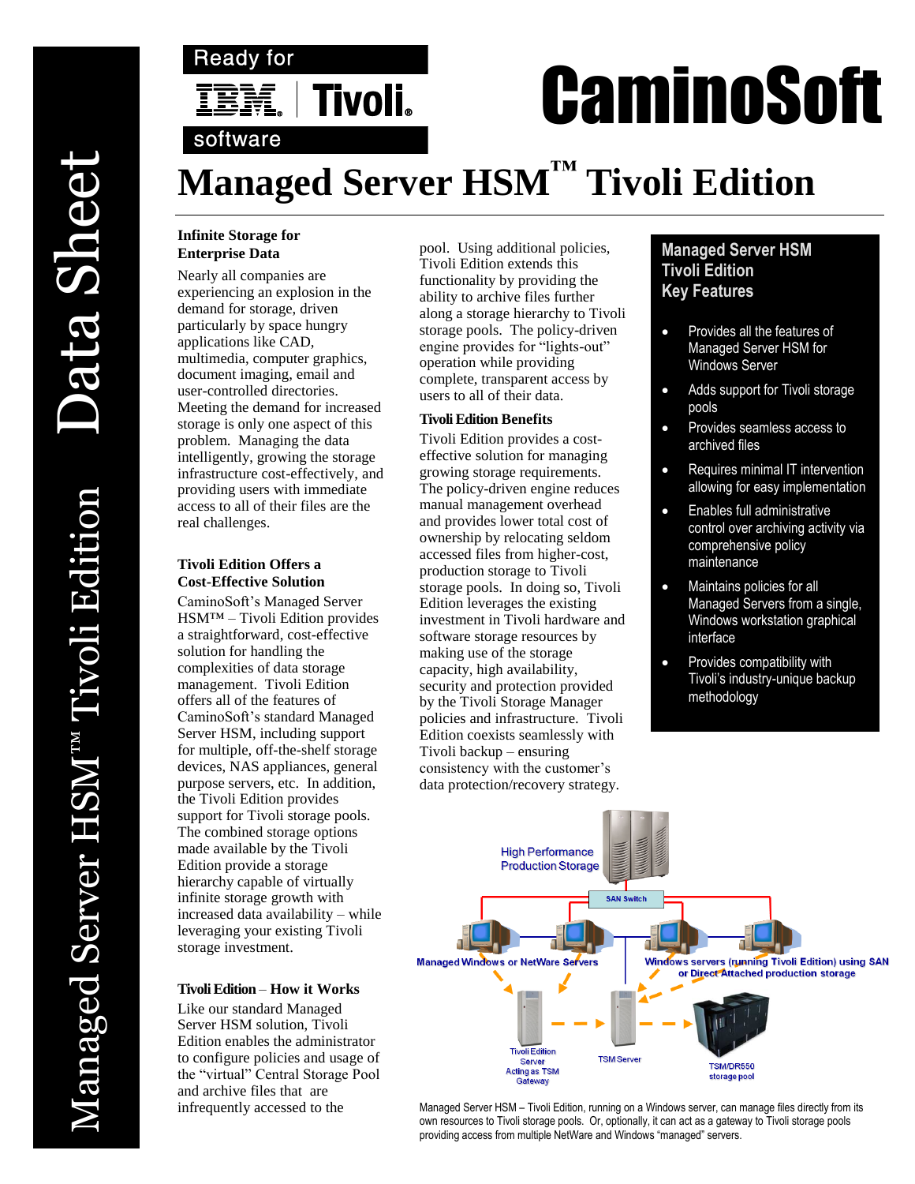Ready for IBM | Tivoli software

# CaminoSoft

# Managed Server HSM™ Tivoli Edition

Data Sheet — Managed Server HSM™ Tivoli Edition

## Infinite Storage for Enterprise Data

Nearly all companies are experiencing an explosion in the demand for storage, driven particularly by space hungry applications like CAD, multimedia, computer graphics, document imaging, email and user-controlled directories. Meeting the demand for increased storage is only one aspect of this problem. Managing the data intelligently, growing the storage infrastructure cost-effectively, and providing users with immediate access to all of their files are the real challenges.

## Tivoli Edition Offers a Cost-Effective Solution

CaminoSoft's Managed Server HSM™ – Tivoli Edition provides a straightforward, cost-effective solution for handling the complexities of data storage management. Tivoli Edition offers all of the features of CaminoSoft's standard Managed Server HSM, including support for multiple, off-the-shelf storage devices, NAS appliances, general purpose servers, etc. In addition, the Tivoli Edition provides support for Tivoli storage pools. The combined storage options made available by the Tivoli Edition provide a storage hierarchy capable of virtually infinite storage growth with increased data availability – while leveraging your existing Tivoli storage investment.

## Tivoli Edition – How it Works

Like our standard Managed Server HSM solution, Tivoli Edition enables the administrator to configure policies and usage of the "virtual" Central Storage Pool and archive files that are infrequently accessed to the pool. Using additional policies, Tivoli Edition extends this functionality by providing the ability to archive files further along a storage hierarchy to Tivoli storage pools. The policy-driven engine provides for "lights-out" operation while providing complete, transparent access by users to all of their data.

## Tivoli Edition Benefits

Tivoli Edition provides a cost-effective solution for managing growing storage requirements. The policy-driven engine reduces manual management overhead and provides lower total cost of ownership by relocating seldom accessed files from higher-cost, production storage to Tivoli storage pools. In doing so, Tivoli Edition leverages the existing investment in Tivoli hardware and software storage resources by making use of the storage capacity, high availability, security and protection provided by the Tivoli Storage Manager policies and infrastructure. Tivoli Edition coexists seamlessly with Tivoli backup – ensuring consistency with the customer's data protection/recovery strategy.

## Managed Server HSM Tivoli Edition Key Features

- Provides all the features of Managed Server HSM for Windows Server
- Adds support for Tivoli storage pools
- Provides seamless access to archived files
- Requires minimal IT intervention allowing for easy implementation
- Enables full administrative control over archiving activity via comprehensive policy maintenance
- Maintains policies for all Managed Servers from a single, Windows workstation graphical interface
- Provides compatibility with Tivoli's industry-unique backup methodology

High Performance Production Storage — SAN Switch — Managed Windows or NetWare Servers — Windows servers (running Tivoli Edition) using SAN or Direct Attached production storage — Tivoli Edition Server Acting as TSM Gateway — TSM Server — TSM/DR550 storage pool

Managed Server HSM – Tivoli Edition, running on a Windows server, can manage files directly from its own resources to Tivoli storage pools. Or, optionally, it can act as a gateway to Tivoli storage pools providing access from multiple NetWare and Windows "managed" servers.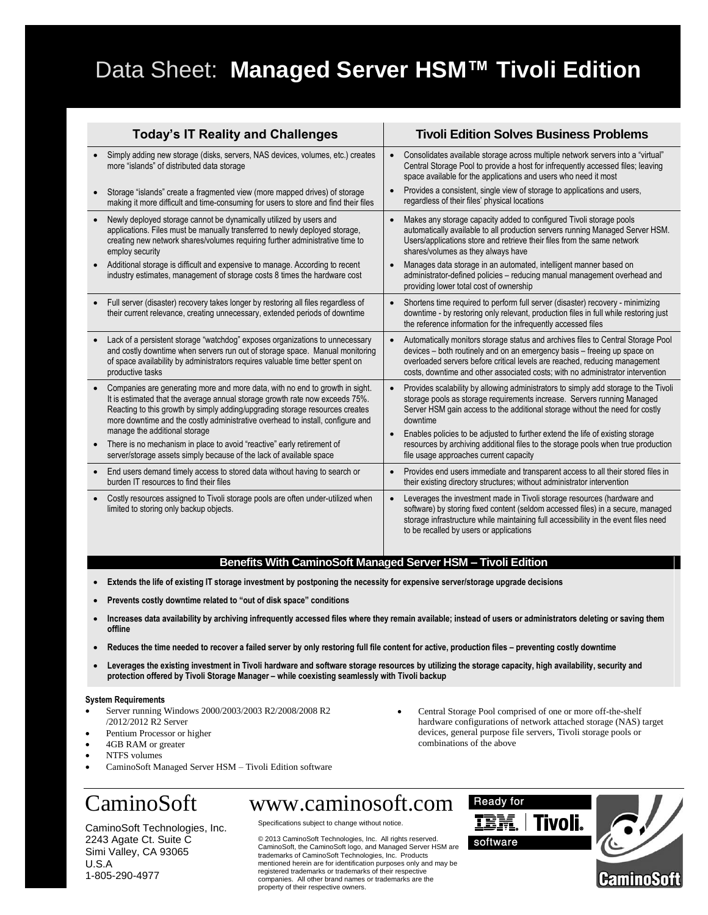# Data Sheet: **Managed Server HSM™ Tivoli Edition**

| Today's IT Reality and Challenges | Tivoli Edition Solves Business Problems |
|---|---|
| • Simply adding new storage (disks, servers, NAS devices, volumes, etc.) creates more "islands" of distributed data storage<br>• Storage "islands" create a fragmented view (more mapped drives) of storage making it more difficult and time-consuming for users to store and find their files | • Consolidates available storage across multiple network servers into a "virtual" Central Storage Pool to provide a host for infrequently accessed files; leaving space available for the applications and users who need it most<br>• Provides a consistent, single view of storage to applications and users, regardless of their files' physical locations |
| • Newly deployed storage cannot be dynamically utilized by users and applications. Files must be manually transferred to newly deployed storage, creating new network shares/volumes requiring further administrative time to employ security<br>• Additional storage is difficult and expensive to manage. According to recent industry estimates, management of storage costs 8 times the hardware cost | • Makes any storage capacity added to configured Tivoli storage pools automatically available to all production servers running Managed Server HSM. Users/applications store and retrieve their files from the same network shares/volumes as they always have<br>• Manages data storage in an automated, intelligent manner based on administrator-defined policies – reducing manual management overhead and providing lower total cost of ownership |
| • Full server (disaster) recovery takes longer by restoring all files regardless of their current relevance, creating unnecessary, extended periods of downtime | • Shortens time required to perform full server (disaster) recovery - minimizing downtime - by restoring only relevant, production files in full while restoring just the reference information for the infrequently accessed files |
| • Lack of a persistent storage "watchdog" exposes organizations to unnecessary and costly downtime when servers run out of storage space. Manual monitoring of space availability by administrators requires valuable time better spent on productive tasks | • Automatically monitors storage status and archives files to Central Storage Pool devices – both routinely and on an emergency basis – freeing up space on overloaded servers before critical levels are reached, reducing management costs, downtime and other associated costs; with no administrator intervention |
| • Companies are generating more and more data, with no end to growth in sight. It is estimated that the average annual storage growth rate now exceeds 75%. Reacting to this growth by simply adding/upgrading storage resources creates more downtime and the costly administrative overhead to install, configure and manage the additional storage<br>• There is no mechanism in place to avoid "reactive" early retirement of server/storage assets simply because of the lack of available space | • Provides scalability by allowing administrators to simply add storage to the Tivoli storage pools as storage requirements increase. Servers running Managed Server HSM gain access to the additional storage without the need for costly downtime<br>• Enables policies to be adjusted to further extend the life of existing storage resources by archiving additional files to the storage pools when true production file usage approaches current capacity |
| • End users demand timely access to stored data without having to search or burden IT resources to find their files | • Provides end users immediate and transparent access to all their stored files in their existing directory structures; without administrator intervention |
| • Costly resources assigned to Tivoli storage pools are often under-utilized when limited to storing only backup objects. | • Leverages the investment made in Tivoli storage resources (hardware and software) by storing fixed content (seldom accessed files) in a secure, managed storage infrastructure while maintaining full accessibility in the event files need to be recalled by users or applications |

## Benefits With CaminoSoft Managed Server HSM – Tivoli Edition

- **Extends the life of existing IT storage investment by postponing the necessity for expensive server/storage upgrade decisions**
- **Prevents costly downtime related to "out of disk space" conditions**
- **Increases data availability by archiving infrequently accessed files where they remain available; instead of users or administrators deleting or saving them offline**
- **Reduces the time needed to recover a failed server by only restoring full file content for active, production files – preventing costly downtime**
- **Leverages the existing investment in Tivoli hardware and software storage resources by utilizing the storage capacity, high availability, security and protection offered by Tivoli Storage Manager – while coexisting seamlessly with Tivoli backup**

**System Requirements**

- Server running Windows 2000/2003/2003 R2/2008/2008 R2 /2012/2012 R2 Server
- Pentium Processor or higher
- 4GB RAM or greater
- NTFS volumes
- CaminoSoft Managed Server HSM – Tivoli Edition software
- Central Storage Pool comprised of one or more off-the-shelf hardware configurations of network attached storage (NAS) target devices, general purpose file servers, Tivoli storage pools or combinations of the above

CaminoSoft

CaminoSoft Technologies, Inc.
2243 Agate Ct. Suite C
Simi Valley, CA 93065
U.S.A
1-805-290-4977

www.caminosoft.com

Specifications subject to change without notice.

© 2013 CaminoSoft Technologies, Inc. All rights reserved. CaminoSoft, the CaminoSoft logo, and Managed Server HSM are trademarks of CaminoSoft Technologies, Inc. Products mentioned herein are for identification purposes only and may be registered trademarks or trademarks of their respective companies. All other brand names or trademarks are the property of their respective owners.

Ready for IBM Tivoli software

CaminoSoft